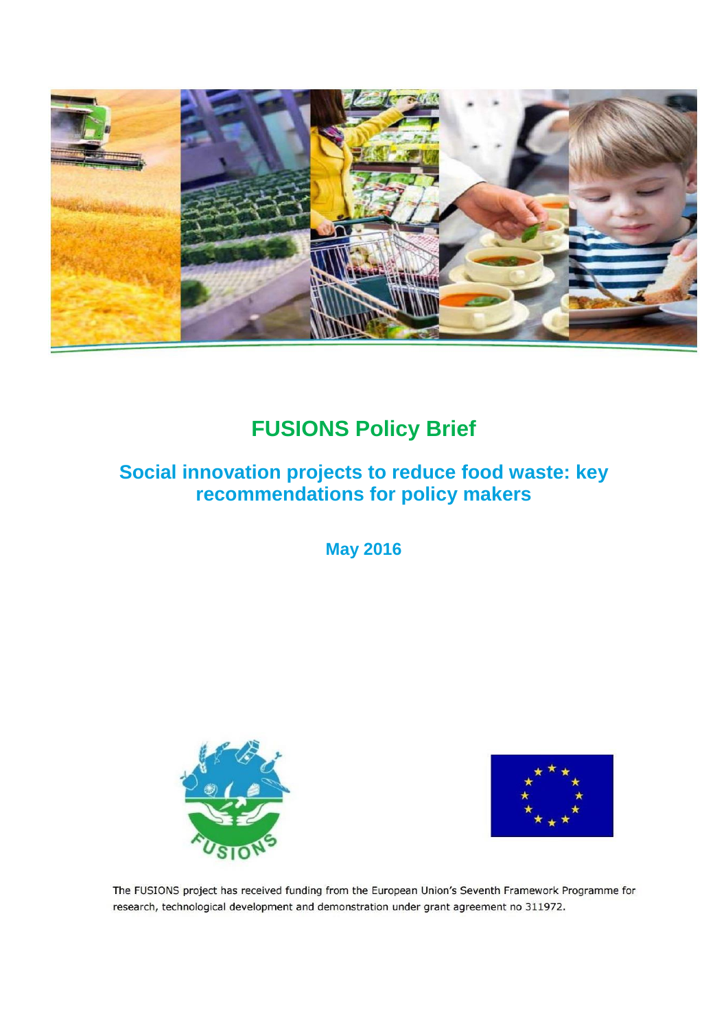# FUSIONS Policy Brief

## Social innovation projects to reduce food waste: key recommendations for policy makers

**May 2016**

The FUSIONS project has received funding from the European Union's Seventh Framework Programme for research, technological development and demonstration under grant agreement no 311972.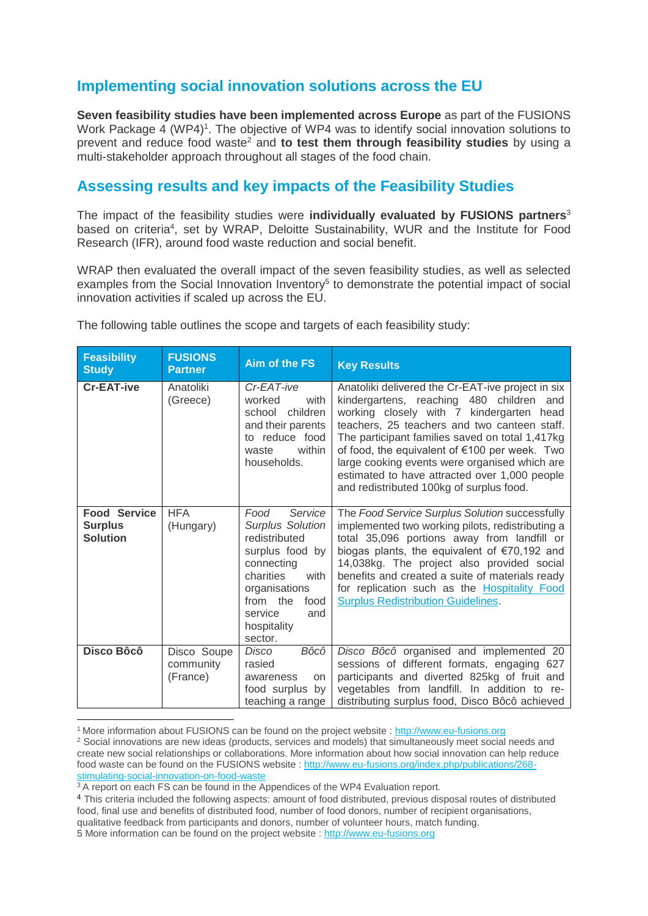## Implementing social innovation solutions across the EU

**Seven feasibility studies have been implemented across Europe** as part of the FUSIONS Work Package 4 (WP4)[1]. The objective of WP4 was to identify social innovation solutions to prevent and reduce food waste[2] and **to test them through feasibility studies** by using a multi-stakeholder approach throughout all stages of the food chain.

## Assessing results and key impacts of the Feasibility Studies

The impact of the feasibility studies were **individually evaluated by FUSIONS partners**[3] based on criteria[4], set by WRAP, Deloitte Sustainability, WUR and the Institute for Food Research (IFR), around food waste reduction and social benefit.

WRAP then evaluated the overall impact of the seven feasibility studies, as well as selected examples from the Social Innovation Inventory[5] to demonstrate the potential impact of social innovation activities if scaled up across the EU.

The following table outlines the scope and targets of each feasibility study:

| Feasibility Study | FUSIONS Partner | Aim of the FS | Key Results |
|---|---|---|---|
| **Cr-EAT-ive** | Anatoliki (Greece) | *Cr-EAT-ive* worked with school children and their parents to reduce food waste within households. | Anatoliki delivered the Cr-EAT-ive project in six kindergartens, reaching 480 children and working closely with 7 kindergarten head teachers, 25 teachers and two canteen staff. The participant families saved on total 1,417kg of food, the equivalent of €100 per week. Two large cooking events were organised which are estimated to have attracted over 1,000 people and redistributed 100kg of surplus food. |
| **Food Service Surplus Solution** | HFA (Hungary) | *Food Service Surplus Solution* redistributed surplus food by connecting charities with organisations from the food service and hospitality sector. | The *Food Service Surplus Solution* successfully implemented two working pilots, redistributing a total 35,096 portions away from landfill or biogas plants, the equivalent of €70,192 and 14,038kg. The project also provided social benefits and created a suite of materials ready for replication such as the [Hospitality Food Surplus Redistribution Guidelines](). |
| **Disco Bôcô** | Disco Soupe community (France) | *Disco Bôcô* rasied awareness on food surplus by teaching a range | *Disco Bôcô* organised and implemented 20 sessions of different formats, engaging 627 participants and diverted 825kg of fruit and vegetables from landfill. In addition to re-distributing surplus food, Disco Bôcô achieved |

[1] More information about FUSIONS can be found on the project website : http://www.eu-fusions.org
[2] Social innovations are new ideas (products, services and models) that simultaneously meet social needs and create new social relationships or collaborations. More information about how social innovation can help reduce food waste can be found on the FUSIONS website : http://www.eu-fusions.org/index.php/publications/268-stimulating-social-innovation-on-food-waste
[3] A report on each FS can be found in the Appendices of the WP4 Evaluation report.
[4] This criteria included the following aspects: amount of food distributed, previous disposal routes of distributed food, final use and benefits of distributed food, number of food donors, number of recipient organisations, qualitative feedback from participants and donors, number of volunteer hours, match funding.
[5] More information can be found on the project website : http://www.eu-fusions.org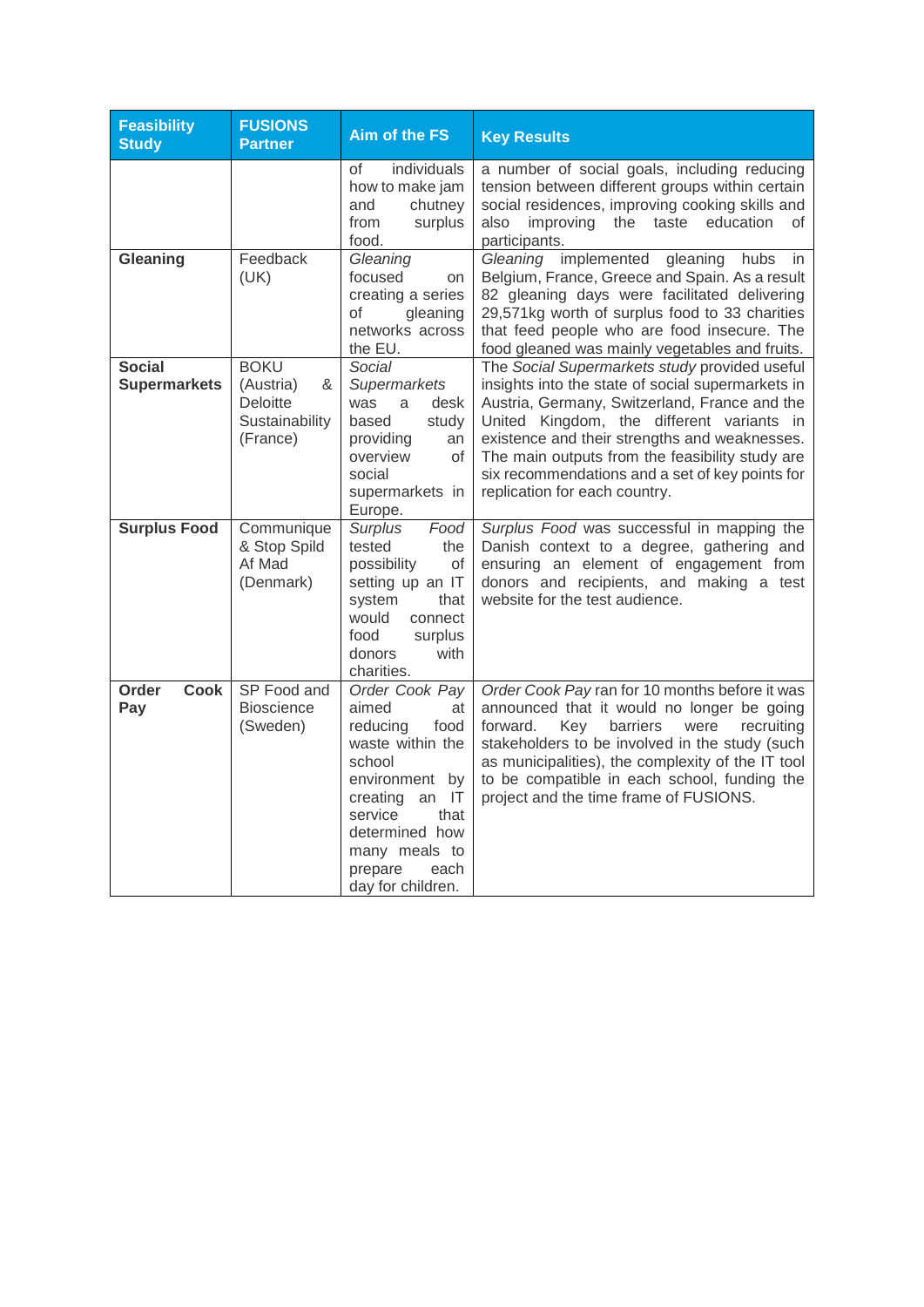| Feasibility Study | FUSIONS Partner | Aim of the FS | Key Results |
|---|---|---|---|
| | | of individuals how to make jam and chutney from surplus food. | a number of social goals, including reducing tension between different groups within certain social residences, improving cooking skills and also improving the taste education of participants. |
| **Gleaning** | Feedback (UK) | *Gleaning* focused on creating a series of gleaning networks across the EU. | *Gleaning* implemented gleaning hubs in Belgium, France, Greece and Spain. As a result 82 gleaning days were facilitated delivering 29,571kg worth of surplus food to 33 charities that feed people who are food insecure. The food gleaned was mainly vegetables and fruits. |
| **Social Supermarkets** | BOKU (Austria) & Deloitte Sustainability (France) | *Social Supermarkets* was a desk based study providing an overview of social supermarkets in Europe. | The *Social Supermarkets study* provided useful insights into the state of social supermarkets in Austria, Germany, Switzerland, France and the United Kingdom, the different variants in existence and their strengths and weaknesses. The main outputs from the feasibility study are six recommendations and a set of key points for replication for each country. |
| **Surplus Food** | Communique & Stop Spild Af Mad (Denmark) | *Surplus Food* tested the possibility of setting up an IT system that would connect food surplus donors with charities. | *Surplus Food* was successful in mapping the Danish context to a degree, gathering and ensuring an element of engagement from donors and recipients, and making a test website for the test audience. |
| **Order Cook Pay** | SP Food and Bioscience (Sweden) | *Order Cook Pay* aimed at reducing food waste within the school environment by creating an IT service that determined how many meals to prepare each day for children. | *Order Cook Pay* ran for 10 months before it was announced that it would no longer be going forward. Key barriers were recruiting stakeholders to be involved in the study (such as municipalities), the complexity of the IT tool to be compatible in each school, funding the project and the time frame of FUSIONS. |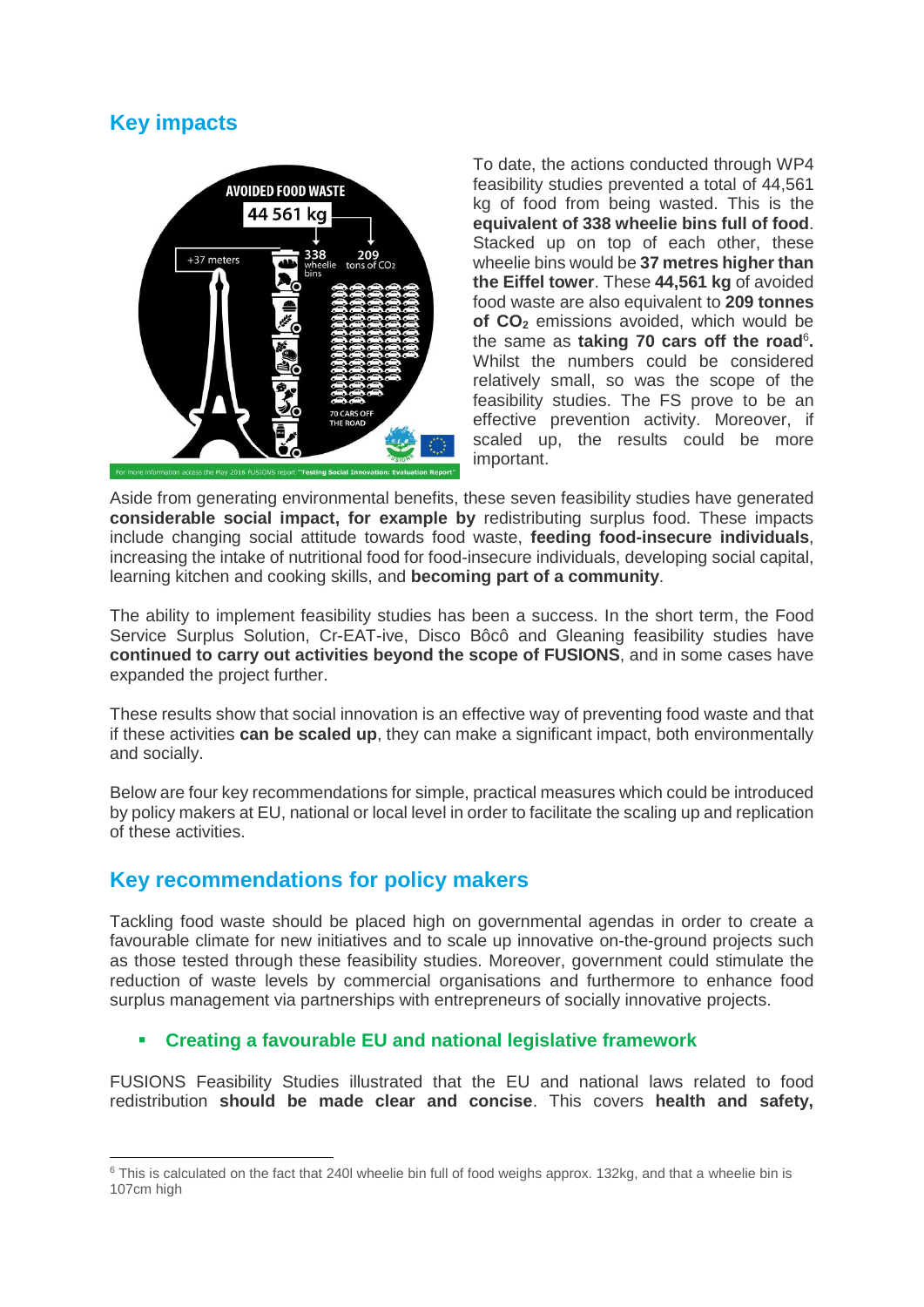## Key impacts

To date, the actions conducted through WP4 feasibility studies prevented a total of 44,561 kg of food from being wasted. This is the **equivalent of 338 wheelie bins full of food**. Stacked up on top of each other, these wheelie bins would be **37 metres higher than the Eiffel tower**. These **44,561 kg** of avoided food waste are also equivalent to **209 tonnes of $CO_2$** emissions avoided, which would be the same as **taking 70 cars off the road**[6]**.** Whilst the numbers could be considered relatively small, so was the scope of the feasibility studies. The FS prove to be an effective prevention activity. Moreover, if scaled up, the results could be more important.

Aside from generating environmental benefits, these seven feasibility studies have generated **considerable social impact, for example by** redistributing surplus food. These impacts include changing social attitude towards food waste, **feeding food-insecure individuals**, increasing the intake of nutritional food for food-insecure individuals, developing social capital, learning kitchen and cooking skills, and **becoming part of a community**.

The ability to implement feasibility studies has been a success. In the short term, the Food Service Surplus Solution, Cr-EAT-ive, Disco Bôcô and Gleaning feasibility studies have **continued to carry out activities beyond the scope of FUSIONS**, and in some cases have expanded the project further.

These results show that social innovation is an effective way of preventing food waste and that if these activities **can be scaled up**, they can make a significant impact, both environmentally and socially.

Below are four key recommendations for simple, practical measures which could be introduced by policy makers at EU, national or local level in order to facilitate the scaling up and replication of these activities.

## Key recommendations for policy makers

Tackling food waste should be placed high on governmental agendas in order to create a favourable climate for new initiatives and to scale up innovative on-the-ground projects such as those tested through these feasibility studies. Moreover, government could stimulate the reduction of waste levels by commercial organisations and furthermore to enhance food surplus management via partnerships with entrepreneurs of socially innovative projects.

- **Creating a favourable EU and national legislative framework**

FUSIONS Feasibility Studies illustrated that the EU and national laws related to food redistribution **should be made clear and concise**. This covers **health and safety,**

[6] This is calculated on the fact that 240l wheelie bin full of food weighs approx. 132kg, and that a wheelie bin is 107cm high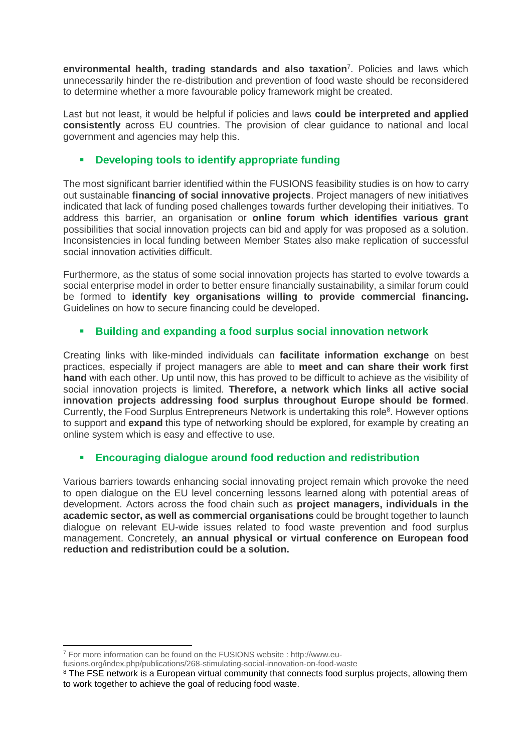**environmental health, trading standards and also taxation**[7]. Policies and laws which unnecessarily hinder the re-distribution and prevention of food waste should be reconsidered to determine whether a more favourable policy framework might be created.

Last but not least, it would be helpful if policies and laws **could be interpreted and applied consistently** across EU countries. The provision of clear guidance to national and local government and agencies may help this.

- **Developing tools to identify appropriate funding**

The most significant barrier identified within the FUSIONS feasibility studies is on how to carry out sustainable **financing of social innovative projects**. Project managers of new initiatives indicated that lack of funding posed challenges towards further developing their initiatives. To address this barrier, an organisation or **online forum which identifies various grant** possibilities that social innovation projects can bid and apply for was proposed as a solution. Inconsistencies in local funding between Member States also make replication of successful social innovation activities difficult.

Furthermore, as the status of some social innovation projects has started to evolve towards a social enterprise model in order to better ensure financially sustainability, a similar forum could be formed to **identify key organisations willing to provide commercial financing.** Guidelines on how to secure financing could be developed.

- **Building and expanding a food surplus social innovation network**

Creating links with like-minded individuals can **facilitate information exchange** on best practices, especially if project managers are able to **meet and can share their work first hand** with each other. Up until now, this has proved to be difficult to achieve as the visibility of social innovation projects is limited. **Therefore, a network which links all active social innovation projects addressing food surplus throughout Europe should be formed**. Currently, the Food Surplus Entrepreneurs Network is undertaking this role[8]. However options to support and **expand** this type of networking should be explored, for example by creating an online system which is easy and effective to use.

- **Encouraging dialogue around food reduction and redistribution**

Various barriers towards enhancing social innovating project remain which provoke the need to open dialogue on the EU level concerning lessons learned along with potential areas of development. Actors across the food chain such as **project managers, individuals in the academic sector, as well as commercial organisations** could be brought together to launch dialogue on relevant EU-wide issues related to food waste prevention and food surplus management. Concretely, **an annual physical or virtual conference on European food reduction and redistribution could be a solution.**

---

[7] For more information can be found on the FUSIONS website : http://www.eu-fusions.org/index.php/publications/268-stimulating-social-innovation-on-food-waste

[8] The FSE network is a European virtual community that connects food surplus projects, allowing them to work together to achieve the goal of reducing food waste.